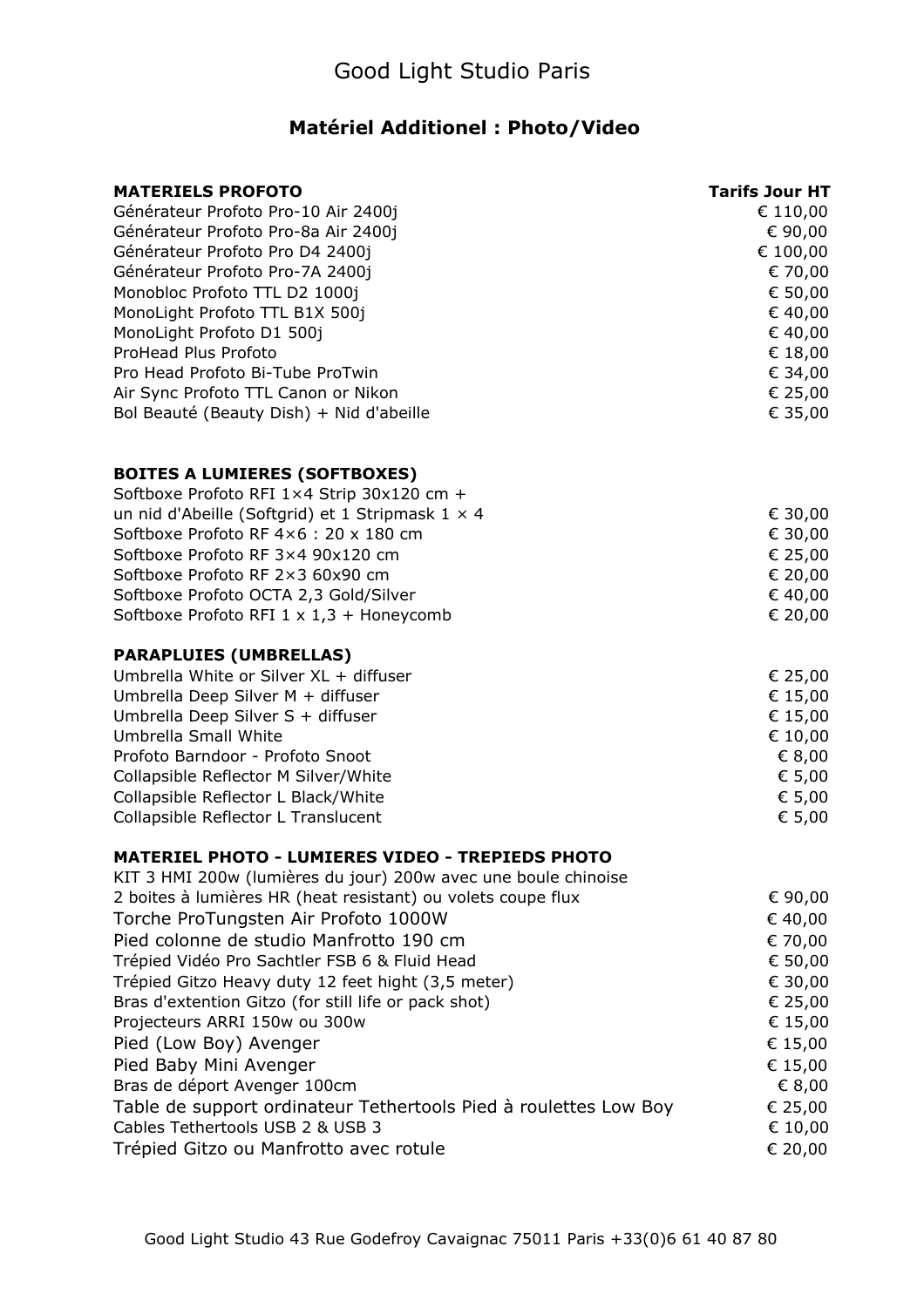# Good Light Studio Paris

## Matériel Additionel : Photo/Video

| MATERIELS PROFOTO | Tarifs Jour HT |
| --- | --- |
| Générateur Profoto Pro-10 Air 2400j | € 110,00 |
| Générateur Profoto Pro-8a Air 2400j | € 90,00 |
| Générateur Profoto Pro D4 2400j | € 100,00 |
| Générateur Profoto Pro-7A 2400j | € 70,00 |
| Monobloc Profoto TTL D2 1000j | € 50,00 |
| MonoLight Profoto TTL B1X 500j | € 40,00 |
| MonoLight Profoto D1 500j | € 40,00 |
| ProHead Plus Profoto | € 18,00 |
| Pro Head Profoto Bi-Tube ProTwin | € 34,00 |
| Air Sync Profoto TTL Canon or Nikon | € 25,00 |
| Bol Beauté (Beauty Dish) + Nid d'abeille | € 35,00 |

| BOITES A LUMIERES (SOFTBOXES) | |
| --- | --- |
| Softboxe Profoto RFI 1×4 Strip 30x120 cm + un nid d'Abeille (Softgrid) et 1 Stripmask 1 × 4 | € 30,00 |
| Softboxe Profoto RF 4×6 : 20 x 180 cm | € 30,00 |
| Softboxe Profoto RF 3×4 90x120 cm | € 25,00 |
| Softboxe Profoto RF 2×3 60x90 cm | € 20,00 |
| Softboxe Profoto OCTA 2,3 Gold/Silver | € 40,00 |
| Softboxe Profoto RFI 1 x 1,3 + Honeycomb | € 20,00 |

| PARAPLUIES (UMBRELLAS) | |
| --- | --- |
| Umbrella White or Silver XL + diffuser | € 25,00 |
| Umbrella Deep Silver M + diffuser | € 15,00 |
| Umbrella Deep Silver S + diffuser | € 15,00 |
| Umbrella Small White | € 10,00 |
| Profoto Barndoor - Profoto Snoot | € 8,00 |
| Collapsible Reflector M Silver/White | € 5,00 |
| Collapsible Reflector L Black/White | € 5,00 |
| Collapsible Reflector L Translucent | € 5,00 |

| MATERIEL PHOTO - LUMIERES VIDEO - TREPIEDS PHOTO | |
| --- | --- |
| KIT 3 HMI 200w (lumières du jour) 200w avec une boule chinoise 2 boites à lumières HR (heat resistant) ou volets coupe flux | € 90,00 |
| Torche ProTungsten Air Profoto 1000W | € 40,00 |
| Pied colonne de studio Manfrotto 190 cm | € 70,00 |
| Trépied Vidéo Pro Sachtler FSB 6 & Fluid Head | € 50,00 |
| Trépied Gitzo Heavy duty 12 feet hight (3,5 meter) | € 30,00 |
| Bras d'extention Gitzo (for still life or pack shot) | € 25,00 |
| Projecteurs ARRI 150w ou 300w | € 15,00 |
| Pied (Low Boy) Avenger | € 15,00 |
| Pied Baby Mini Avenger | € 15,00 |
| Bras de déport Avenger 100cm | € 8,00 |
| Table de support ordinateur Tethertools Pied à roulettes Low Boy | € 25,00 |
| Cables Tethertools USB 2 & USB 3 | € 10,00 |
| Trépied Gitzo ou Manfrotto avec rotule | € 20,00 |

Good Light Studio 43 Rue Godefroy Cavaignac 75011 Paris +33(0)6 61 40 87 80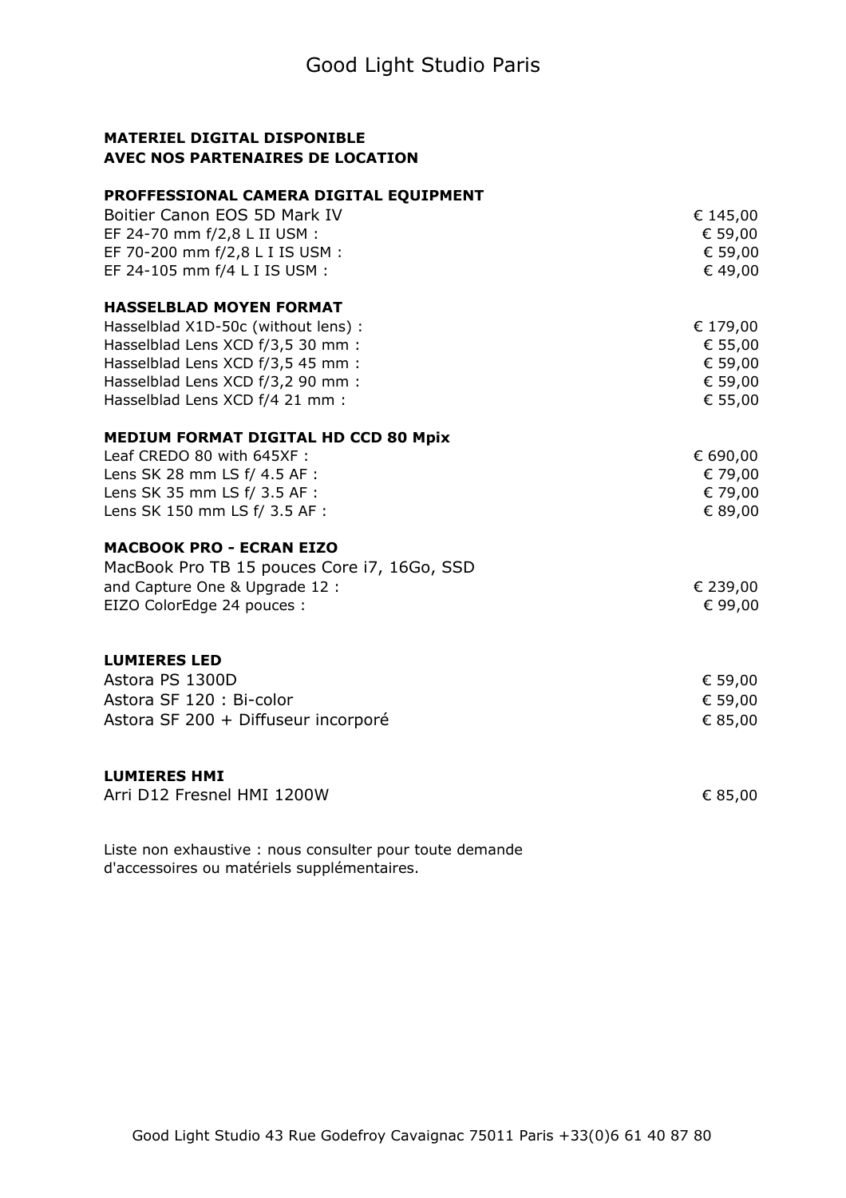# Good Light Studio Paris

**MATERIEL DIGITAL DISPONIBLE**
**AVEC NOS PARTENAIRES DE LOCATION**

| | |
|---|---|
| **PROFFESSIONAL CAMERA DIGITAL EQUIPMENT** | |
| Boitier Canon EOS 5D Mark IV | € 145,00 |
| EF 24-70 mm f/2,8 L II USM : | € 59,00 |
| EF 70-200 mm f/2,8 L I IS USM : | € 59,00 |
| EF 24-105 mm f/4 L I IS USM : | € 49,00 |
| **HASSELBLAD MOYEN FORMAT** | |
| Hasselblad X1D-50c (without lens) : | € 179,00 |
| Hasselblad Lens XCD f/3,5 30 mm : | € 55,00 |
| Hasselblad Lens XCD f/3,5 45 mm : | € 59,00 |
| Hasselblad Lens XCD f/3,2 90 mm : | € 59,00 |
| Hasselblad Lens XCD f/4 21 mm : | € 55,00 |
| **MEDIUM FORMAT DIGITAL HD CCD 80 Mpix** | |
| Leaf CREDO 80 with 645XF : | € 690,00 |
| Lens SK 28 mm LS f/ 4.5 AF : | € 79,00 |
| Lens SK 35 mm LS f/ 3.5 AF : | € 79,00 |
| Lens SK 150 mm LS f/ 3.5 AF : | € 89,00 |
| **MACBOOK PRO - ECRAN EIZO** | |
| MacBook Pro TB 15 pouces Core i7, 16Go, SSD and Capture One & Upgrade 12 : | € 239,00 |
| EIZO ColorEdge 24 pouces : | € 99,00 |
| **LUMIERES LED** | |
| Astora PS 1300D | € 59,00 |
| Astora SF 120 : Bi-color | € 59,00 |
| Astora SF 200 + Diffuseur incorporé | € 85,00 |
| **LUMIERES HMI** | |
| Arri D12 Fresnel HMI 1200W | € 85,00 |

Liste non exhaustive : nous consulter pour toute demande d'accessoires ou matériels supplémentaires.

Good Light Studio 43 Rue Godefroy Cavaignac 75011 Paris +33(0)6 61 40 87 80